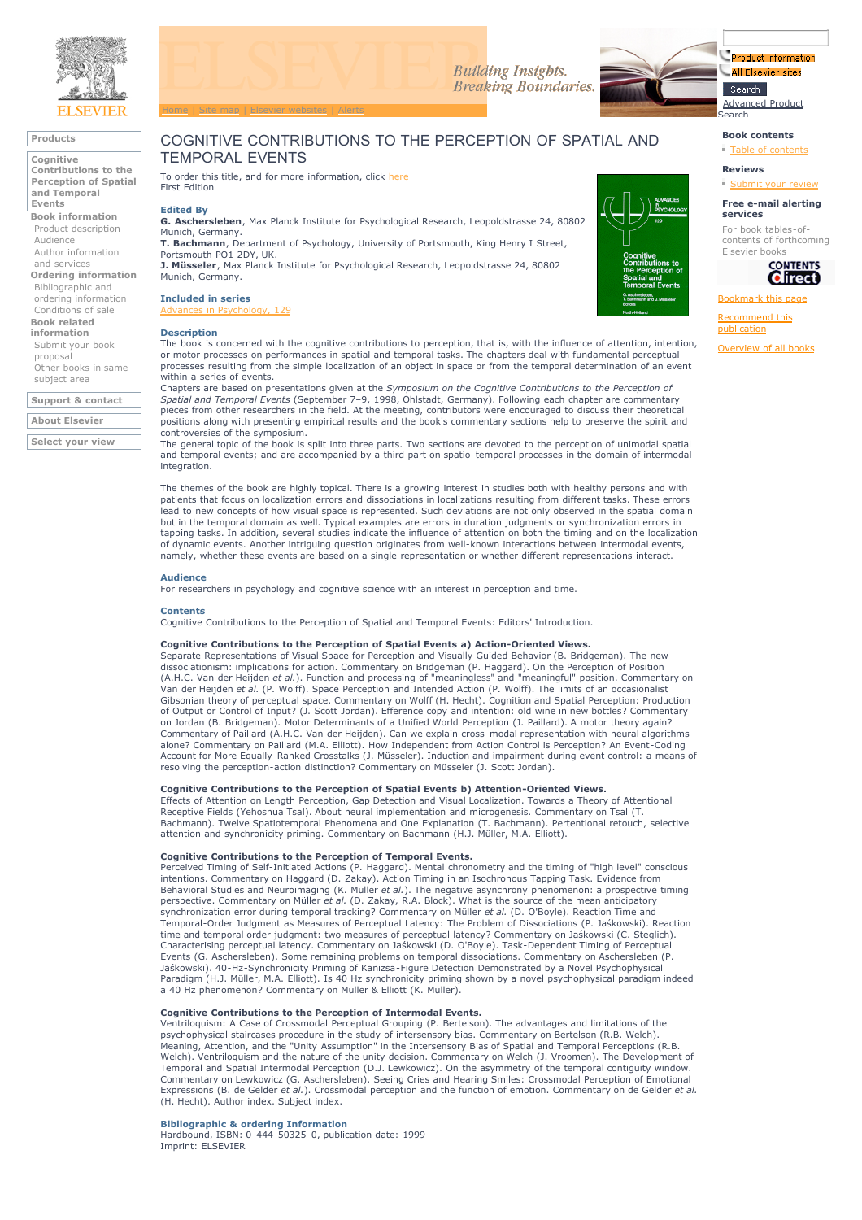# COGNITIVE CONTRIBUTIONS TO THE PERCEPTION OF SPATIAL AND TEMPORAL EVENTS

To order this title, and for more information, click here
First Edition

### Edited By

**G. Aschersleben**, Max Planck Institute for Psychological Research, Leopoldstrasse 24, 80802 Munich, Germany.
**T. Bachmann**, Department of Psychology, University of Portsmouth, King Henry I Street, Portsmouth PO1 2DY, UK.
**J. Müsseler**, Max Planck Institute for Psychological Research, Leopoldstrasse 24, 80802 Munich, Germany.

### Included in series

Advances in Psychology, 129

### Description

The book is concerned with the cognitive contributions to perception, that is, with the influence of attention, intention, or motor processes on performances in spatial and temporal tasks. The chapters deal with fundamental perceptual processes resulting from the simple localization of an object in space or from the temporal determination of an event within a series of events.
Chapters are based on presentations given at the *Symposium on the Cognitive Contributions to the Perception of Spatial and Temporal Events* (September 7–9, 1998, Ohlstadt, Germany). Following each chapter are commentary pieces from other researchers in the field. At the meeting, contributors were encouraged to discuss their theoretical positions along with presenting empirical results and the book's commentary sections help to preserve the spirit and controversies of the symposium.
The general topic of the book is split into three parts. Two sections are devoted to the perception of unimodal spatial and temporal events; and are accompanied by a third part on spatio-temporal processes in the domain of intermodal integration.

The themes of the book are highly topical. There is a growing interest in studies both with healthy persons and with patients that focus on localization errors and dissociations in localizations resulting from different tasks. These errors lead to new concepts of how visual space is represented. Such deviations are not only observed in the spatial domain but in the temporal domain as well. Typical examples are errors in duration judgments or synchronization errors in tapping tasks. In addition, several studies indicate the influence of attention on both the timing and on the localization of dynamic events. Another intriguing question originates from well-known interactions between intermodal events, namely, whether these events are based on a single representation or whether different representations interact.

### Audience

For researchers in psychology and cognitive science with an interest in perception and time.

### Contents

Cognitive Contributions to the Perception of Spatial and Temporal Events: Editors' Introduction.

**Cognitive Contributions to the Perception of Spatial Events a) Action-Oriented Views.**
Separate Representations of Visual Space for Perception and Visually Guided Behavior (B. Bridgeman). The new dissociationism: implications for action. Commentary on Bridgeman (P. Haggard). On the Perception of Position (A.H.C. Van der Heijden *et al.*). Function and processing of "meaningless" and "meaningful" position. Commentary on Van der Heijden *et al.* (P. Wolff). Space Perception and Intended Action (P. Wolff). The limits of an occasionalist Gibsonian theory of perceptual space. Commentary on Wolff (H. Hecht). Cognition and Spatial Perception: Production of Output or Control of Input? (J. Scott Jordan). Efference copy and intention: old wine in new bottles? Commentary on Jordan (B. Bridgeman). Motor Determinants of a Unified World Perception (J. Paillard). A motor theory again? Commentary of Paillard (A.H.C. Van der Heijden). Can we explain cross-modal representation with neural algorithms alone? Commentary on Paillard (M.A. Elliott). How Independent from Action Control is Perception? An Event-Coding Account for More Equally-Ranked Crosstalks (J. Müsseler). Induction and impairment during event control: a means of resolving the perception-action distinction? Commentary on Müsseler (J. Scott Jordan).

**Cognitive Contributions to the Perception of Spatial Events b) Attention-Oriented Views.**
Effects of Attention on Length Perception, Gap Detection and Visual Localization. Towards a Theory of Attentional Receptive Fields (Yehoshua Tsal). About neural implementation and microgenesis. Commentary on Tsal (T. Bachmann). Twelve Spatiotemporal Phenomena and One Explanation (T. Bachmann). Pertentional retouch, selective attention and synchronicity priming. Commentary on Bachmann (H.J. Müller, M.A. Elliott).

**Cognitive Contributions to the Perception of Temporal Events.**
Perceived Timing of Self-Initiated Actions (P. Haggard). Mental chronometry and the timing of "high level" conscious intentions. Commentary on Haggard (D. Zakay). Action Timing in an Isochronous Tapping Task. Evidence from Behavioral Studies and Neuroimaging (K. Müller *et al.*). The negative asynchrony phenomenon: a prospective timing perspective. Commentary on Müller *et al.* (D. Zakay, R.A. Block). What is the source of the mean anticipatory synchronization error during temporal tracking? Commentary on Müller *et al.* (D. O'Boyle). Reaction Time and Temporal-Order Judgment as Measures of Perceptual Latency: The Problem of Dissociations (P. Jaśkowski). Reaction time and temporal order judgment: two measures of perceptual latency? Commentary on Jaśkowski (C. Steglich). Characterising perceptual latency. Commentary on Jaśkowski (D. O'Boyle). Task-Dependent Timing of Perceptual Events (G. Aschersleben). Some remaining problems on temporal dissociations. Commentary on Aschersleben (P. Jaśkowski). 40-Hz-Synchronicity Priming of Kanizsa-Figure Detection Demonstrated by a Novel Psychophysical Paradigm (H.J. Müller, M.A. Elliott). Is 40 Hz synchronicity priming shown by a novel psychophysical paradigm indeed a 40 Hz phenomenon? Commentary on Müller & Elliott (K. Müller).

**Cognitive Contributions to the Perception of Intermodal Events.**
Ventriloquism: A Case of Crossmodal Perceptual Grouping (P. Bertelson). The advantages and limitations of the psychophysical staircases procedure in the study of intersensory bias. Commentary on Bertelson (R.B. Welch). Meaning, Attention, and the "Unity Assumption" in the Intersensory Bias of Spatial and Temporal Perceptions (R.B. Welch). Ventriloquism and the nature of the unity decision. Commentary on Welch (J. Vroomen). The Development of Temporal and Spatial Intermodal Perception (D.J. Lewkowicz). On the asymmetry of the temporal contiguity window. Commentary on Lewkowicz (G. Aschersleben). Seeing Cries and Hearing Smiles: Crossmodal Perception of Emotional Expressions (B. de Gelder *et al.*). Crossmodal perception and the function of emotion. Commentary on de Gelder *et al.* (H. Hecht). Author index. Subject index.

### Bibliographic & ordering Information

Hardbound, ISBN: 0-444-50325-0, publication date: 1999
Imprint: ELSEVIER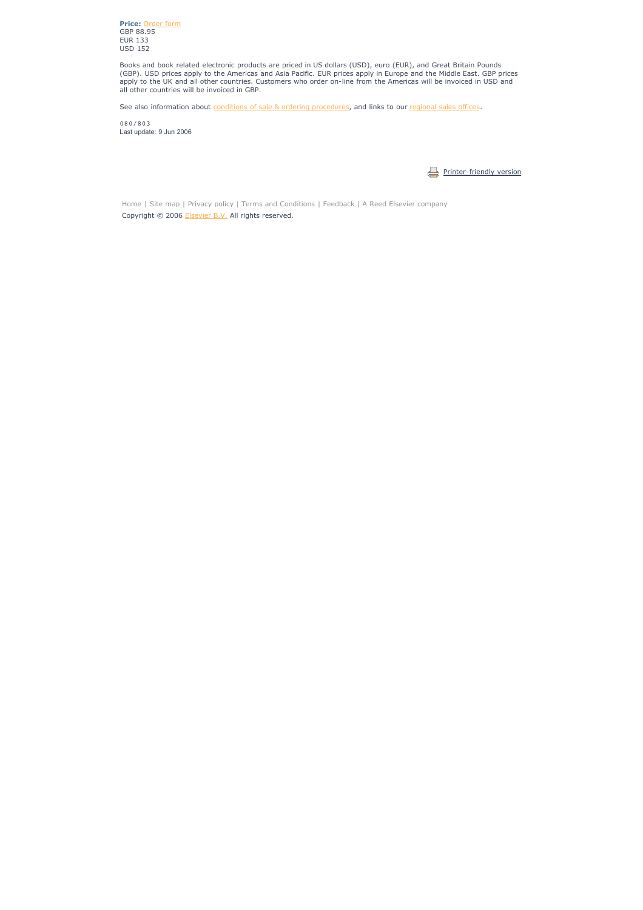**Price:** Order form
GBP 88.95
EUR 133
USD 152

Books and book related electronic products are priced in US dollars (USD), euro (EUR), and Great Britain Pounds (GBP). USD prices apply to the Americas and Asia Pacific. EUR prices apply in Europe and the Middle East. GBP prices apply to the UK and all other countries. Customers who order on-line from the Americas will be invoiced in USD and all other countries will be invoiced in GBP.

See also information about conditions of sale & ordering procedures, and links to our regional sales offices.

080/803
Last update: 9 Jun 2006

Printer-friendly version

Home | Site map | Privacy policy | Terms and Conditions | Feedback | A Reed Elsevier company
Copyright © 2006 Elsevier B.V. All rights reserved.